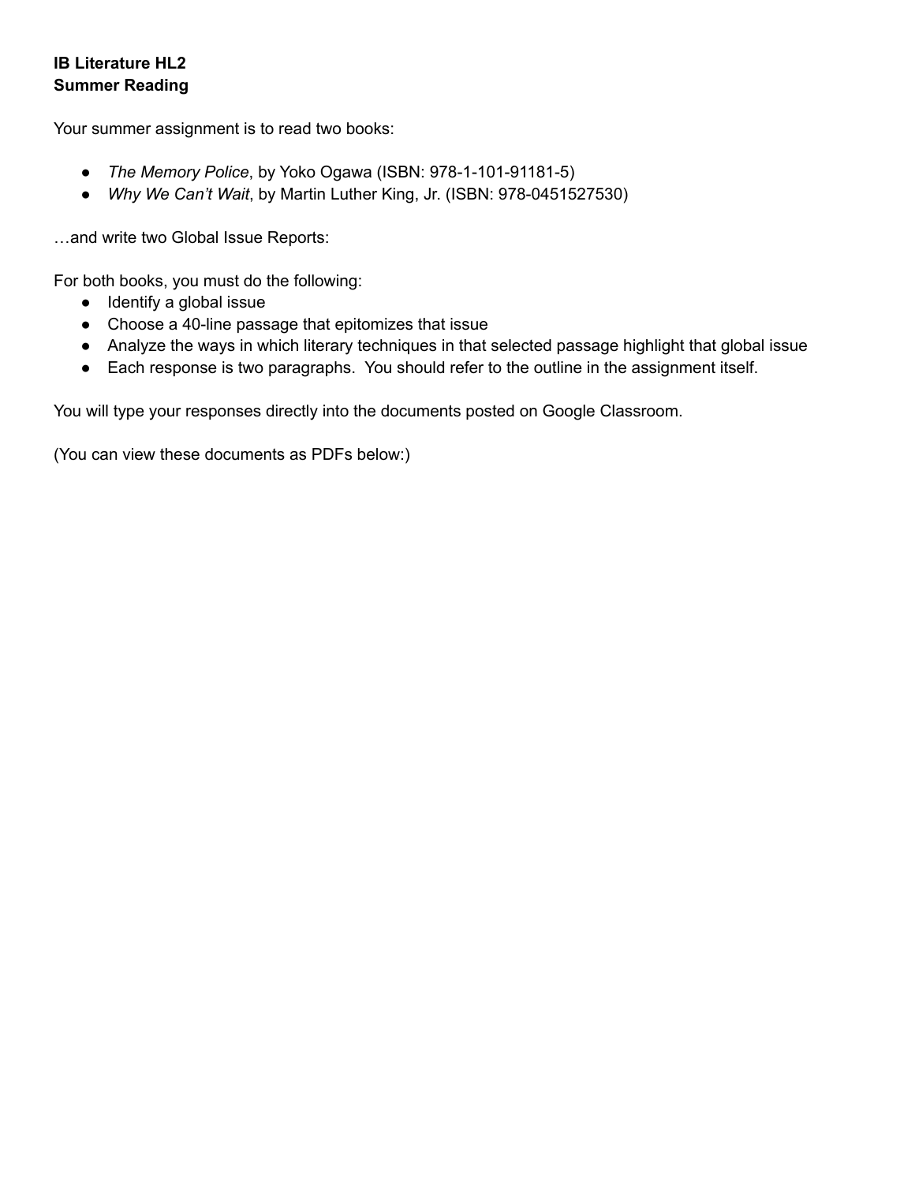**IB Literature HL2**
**Summer Reading**

Your summer assignment is to read two books:

- *The Memory Police*, by Yoko Ogawa (ISBN: 978-1-101-91181-5)
- *Why We Can't Wait*, by Martin Luther King, Jr. (ISBN: 978-0451527530)

…and write two Global Issue Reports:

For both books, you must do the following:

- Identify a global issue
- Choose a 40-line passage that epitomizes that issue
- Analyze the ways in which literary techniques in that selected passage highlight that global issue
- Each response is two paragraphs. You should refer to the outline in the assignment itself.

You will type your responses directly into the documents posted on Google Classroom.

(You can view these documents as PDFs below:)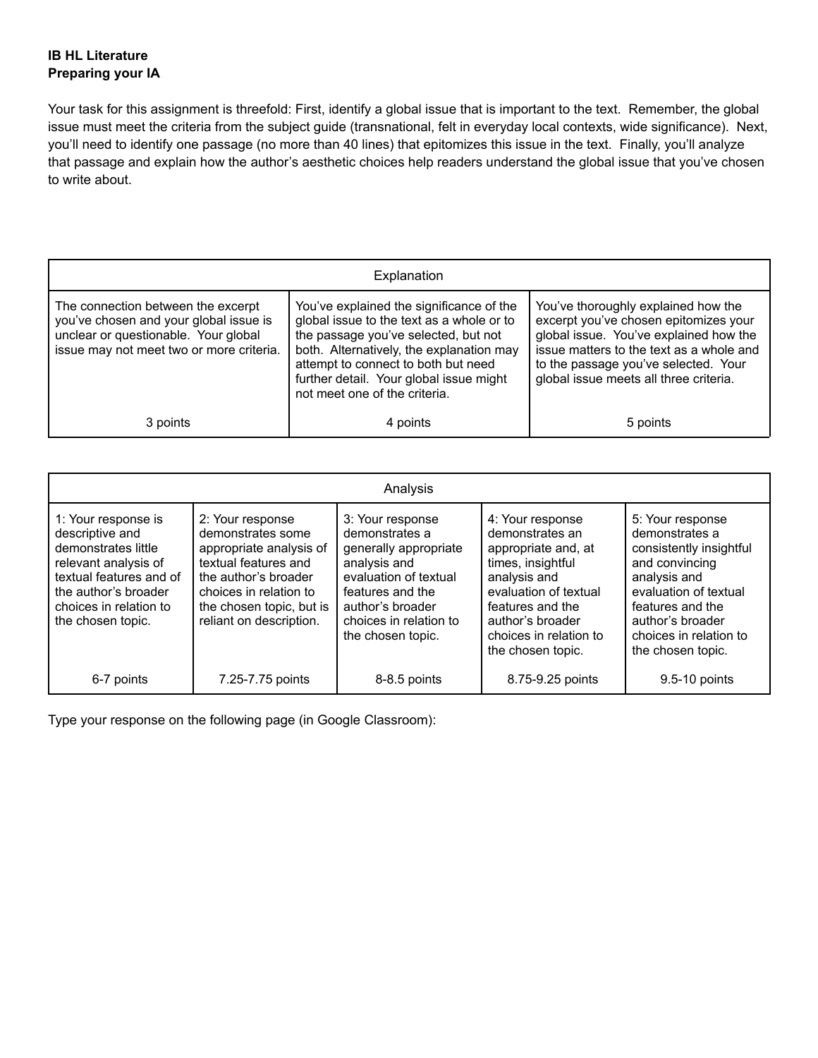**IB HL Literature**
**Preparing your IA**

Your task for this assignment is threefold: First, identify a global issue that is important to the text. Remember, the global issue must meet the criteria from the subject guide (transnational, felt in everyday local contexts, wide significance). Next, you'll need to identify one passage (no more than 40 lines) that epitomizes this issue in the text. Finally, you'll analyze that passage and explain how the author's aesthetic choices help readers understand the global issue that you've chosen to write about.

| Explanation | | |
|---|---|---|
| The connection between the excerpt you've chosen and your global issue is unclear or questionable. Your global issue may not meet two or more criteria. | You've explained the significance of the global issue to the text as a whole or to the passage you've selected, but not both. Alternatively, the explanation may attempt to connect to both but need further detail. Your global issue might not meet one of the criteria. | You've thoroughly explained how the excerpt you've chosen epitomizes your global issue. You've explained how the issue matters to the text as a whole and to the passage you've selected. Your global issue meets all three criteria. |
| 3 points | 4 points | 5 points |

| Analysis | | | | |
|---|---|---|---|---|
| 1: Your response is descriptive and demonstrates little relevant analysis of textual features and of the author's broader choices in relation to the chosen topic. | 2: Your response demonstrates some appropriate analysis of textual features and the author's broader choices in relation to the chosen topic, but is reliant on description. | 3: Your response demonstrates a generally appropriate analysis and evaluation of textual features and the author's broader choices in relation to the chosen topic. | 4: Your response demonstrates an appropriate and, at times, insightful analysis and evaluation of textual features and the author's broader choices in relation to the chosen topic. | 5: Your response demonstrates a consistently insightful and convincing analysis and evaluation of textual features and the author's broader choices in relation to the chosen topic. |
| 6-7 points | 7.25-7.75 points | 8-8.5 points | 8.75-9.25 points | 9.5-10 points |

Type your response on the following page (in Google Classroom):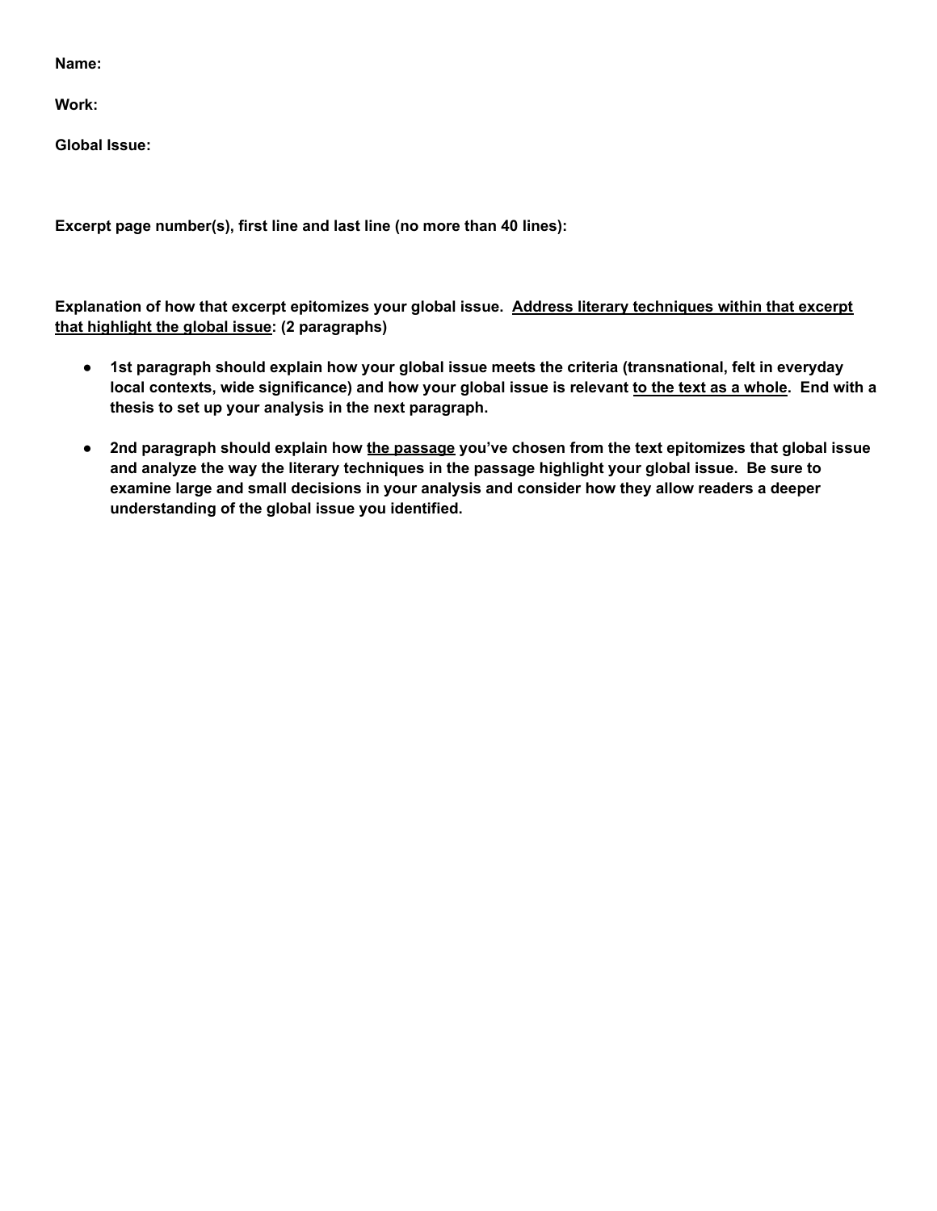**Name:**

**Work:**

**Global Issue:**

**Excerpt page number(s), first line and last line (no more than 40 lines):**

**Explanation of how that excerpt epitomizes your global issue. <u>Address literary techniques within that excerpt that highlight the global issue</u>: (2 paragraphs)**

- **1st paragraph should explain how your global issue meets the criteria (transnational, felt in everyday local contexts, wide significance) and how your global issue is relevant <u>to the text as a whole</u>. End with a thesis to set up your analysis in the next paragraph.**
- **2nd paragraph should explain how <u>the passage</u> you've chosen from the text epitomizes that global issue and analyze the way the literary techniques in the passage highlight your global issue. Be sure to examine large and small decisions in your analysis and consider how they allow readers a deeper understanding of the global issue you identified.**